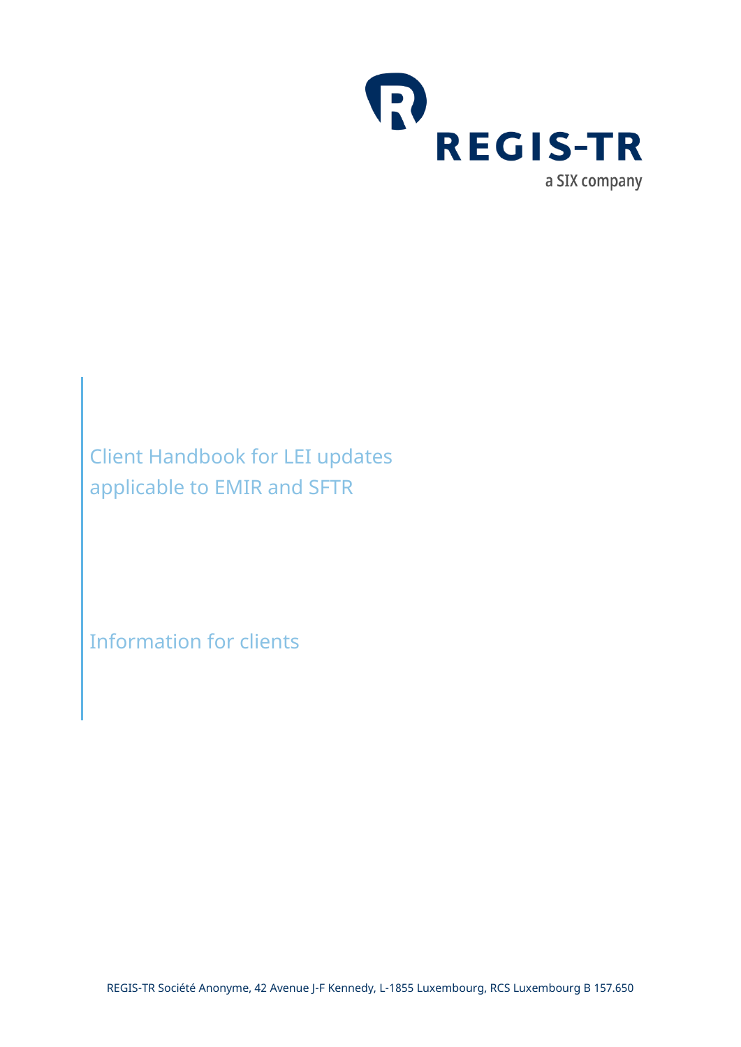REGIS-TR

a SIX company

# Client Handbook for LEI updates applicable to EMIR and SFTR

Information for clients

REGIS-TR Société Anonyme, 42 Avenue J-F Kennedy, L-1855 Luxembourg, RCS Luxembourg B 157.650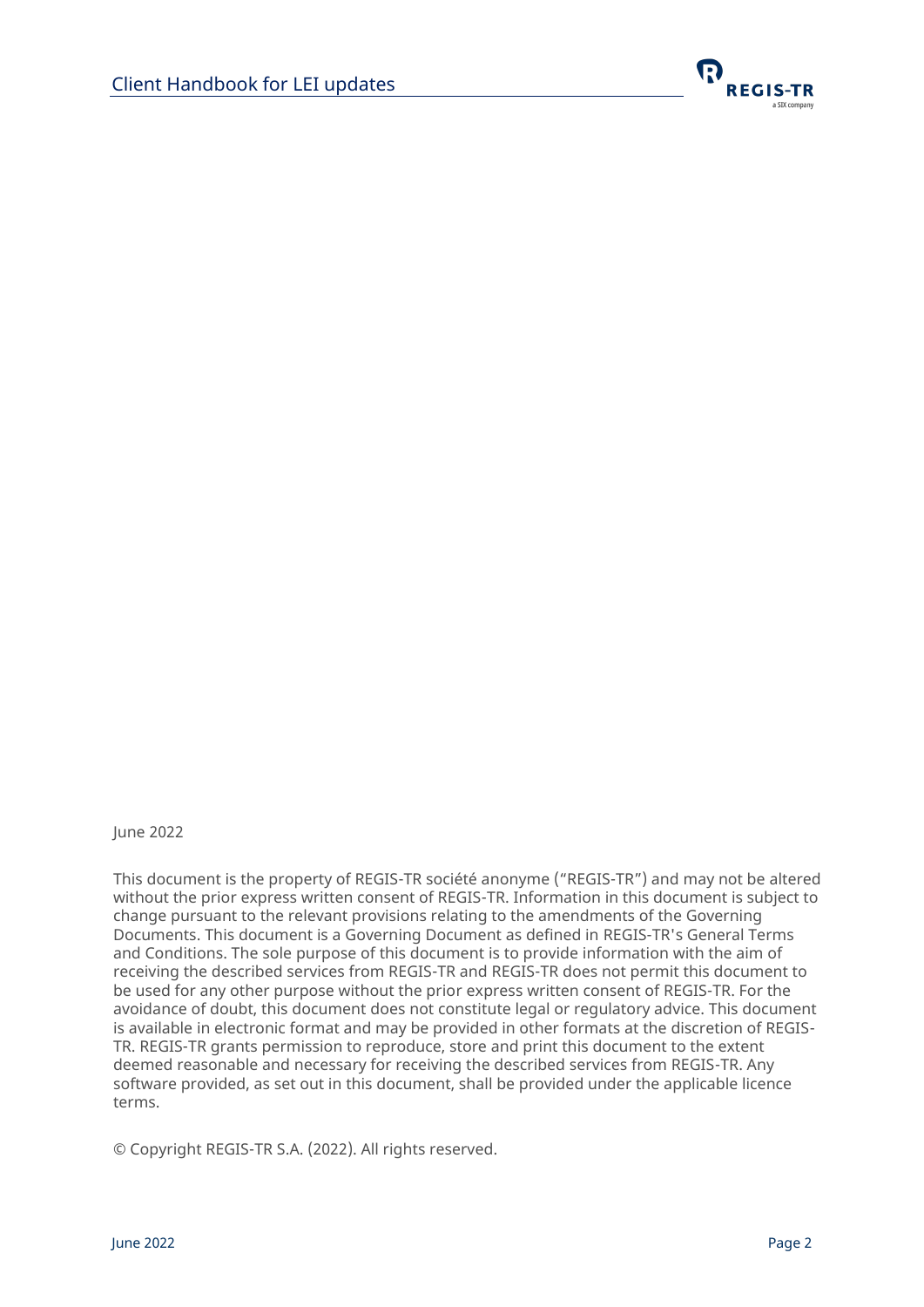June 2022

This document is the property of REGIS-TR société anonyme ("REGIS-TR") and may not be altered without the prior express written consent of REGIS-TR. Information in this document is subject to change pursuant to the relevant provisions relating to the amendments of the Governing Documents. This document is a Governing Document as defined in REGIS-TR's General Terms and Conditions. The sole purpose of this document is to provide information with the aim of receiving the described services from REGIS-TR and REGIS-TR does not permit this document to be used for any other purpose without the prior express written consent of REGIS-TR. For the avoidance of doubt, this document does not constitute legal or regulatory advice. This document is available in electronic format and may be provided in other formats at the discretion of REGIS-TR. REGIS-TR grants permission to reproduce, store and print this document to the extent deemed reasonable and necessary for receiving the described services from REGIS-TR. Any software provided, as set out in this document, shall be provided under the applicable licence terms.

© Copyright REGIS-TR S.A. (2022). All rights reserved.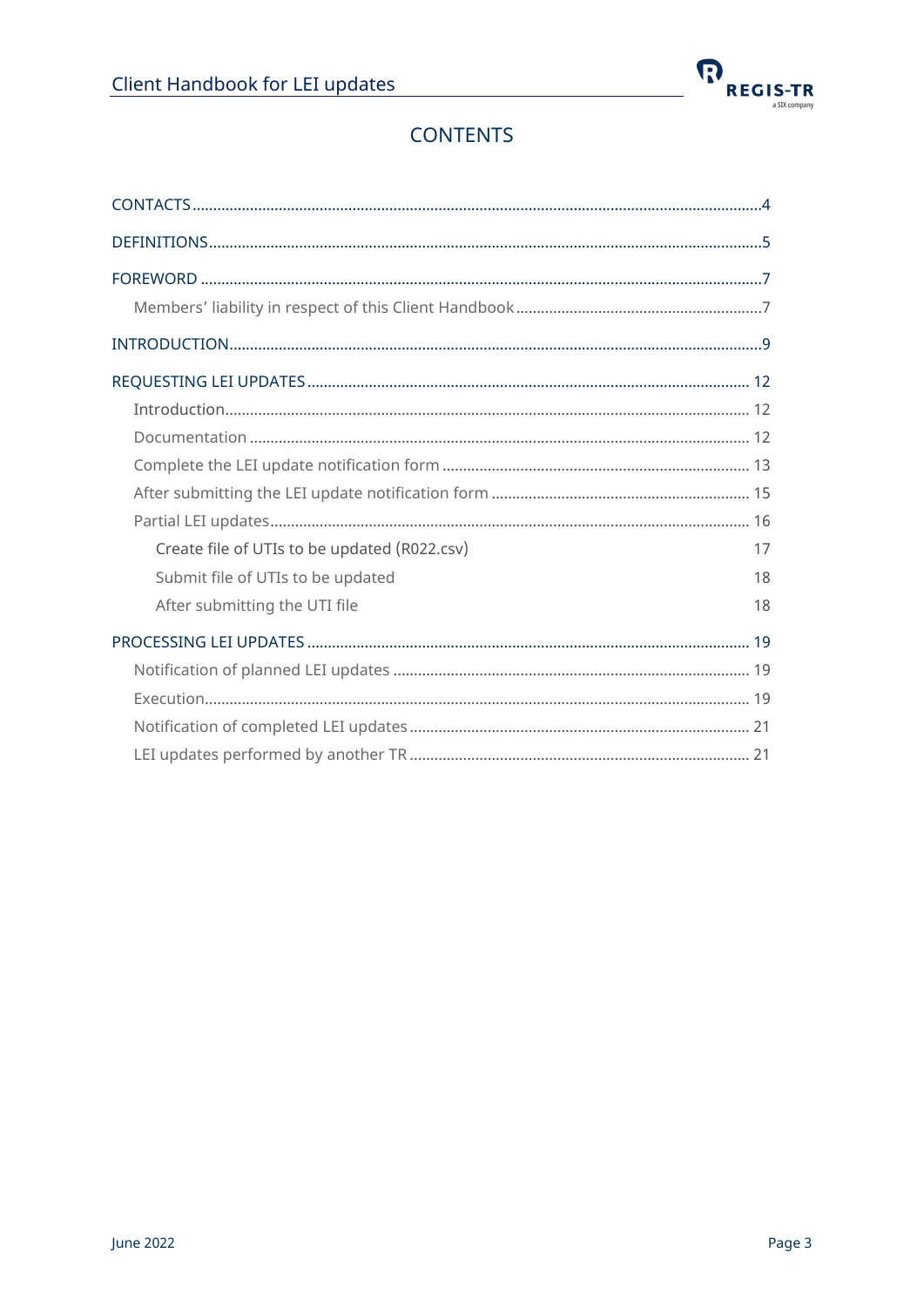# CONTENTS

- CONTACTS ....4
- DEFINITIONS ....5
- FOREWORD ....7
  - Members' liability in respect of this Client Handbook ....7
- INTRODUCTION ....9
- REQUESTING LEI UPDATES .... 12
  - Introduction .... 12
  - Documentation .... 12
  - Complete the LEI update notification form .... 13
  - After submitting the LEI update notification form .... 15
  - Partial LEI updates .... 16
    - Create file of UTIs to be updated (R022.csv) 17
    - Submit file of UTIs to be updated 18
    - After submitting the UTI file 18
- PROCESSING LEI UPDATES .... 19
  - Notification of planned LEI updates .... 19
  - Execution .... 19
  - Notification of completed LEI updates .... 21
  - LEI updates performed by another TR .... 21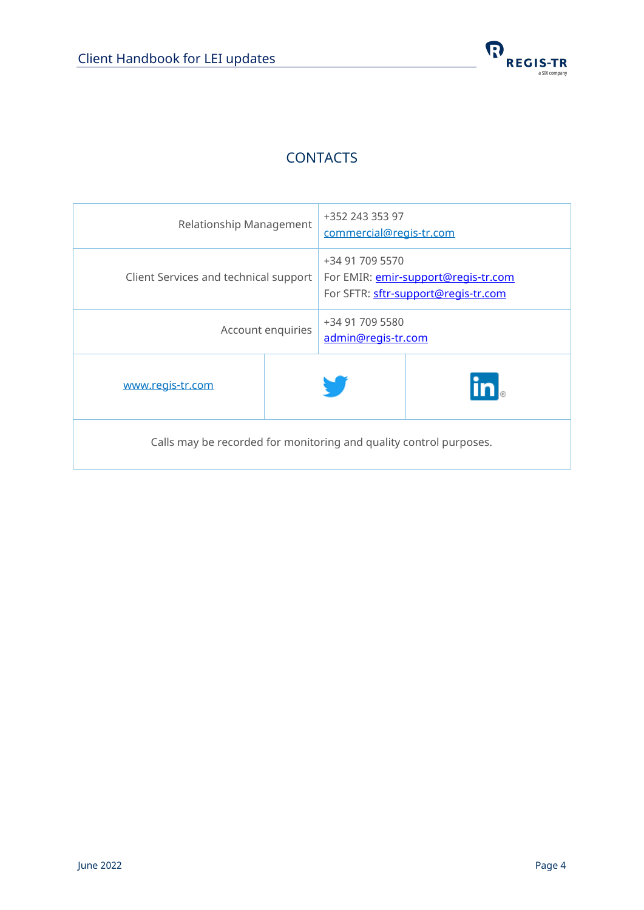# CONTACTS

| | |
|---|---|
| Relationship Management | +352 243 353 97<br>commercial@regis-tr.com |
| Client Services and technical support | +34 91 709 5570<br>For EMIR: emir-support@regis-tr.com<br>For SFTR: sftr-support@regis-tr.com |
| Account enquiries | +34 91 709 5580<br>admin@regis-tr.com |
| www.regis-tr.com | |

Calls may be recorded for monitoring and quality control purposes.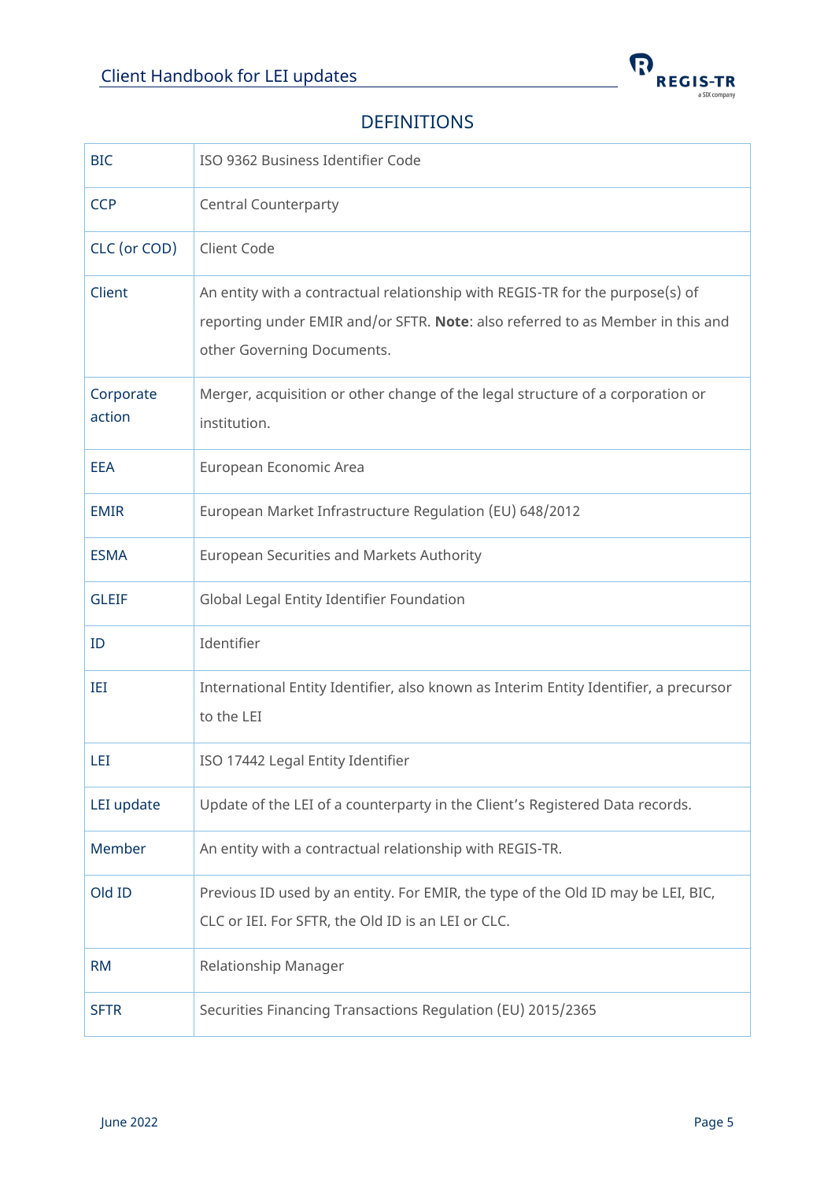## DEFINITIONS

| | |
|---|---|
| BIC | ISO 9362 Business Identifier Code |
| CCP | Central Counterparty |
| CLC (or COD) | Client Code |
| Client | An entity with a contractual relationship with REGIS-TR for the purpose(s) of reporting under EMIR and/or SFTR. **Note**: also referred to as Member in this and other Governing Documents. |
| Corporate action | Merger, acquisition or other change of the legal structure of a corporation or institution. |
| EEA | European Economic Area |
| EMIR | European Market Infrastructure Regulation (EU) 648/2012 |
| ESMA | European Securities and Markets Authority |
| GLEIF | Global Legal Entity Identifier Foundation |
| ID | Identifier |
| IEI | International Entity Identifier, also known as Interim Entity Identifier, a precursor to the LEI |
| LEI | ISO 17442 Legal Entity Identifier |
| LEI update | Update of the LEI of a counterparty in the Client's Registered Data records. |
| Member | An entity with a contractual relationship with REGIS-TR. |
| Old ID | Previous ID used by an entity. For EMIR, the type of the Old ID may be LEI, BIC, CLC or IEI. For SFTR, the Old ID is an LEI or CLC. |
| RM | Relationship Manager |
| SFTR | Securities Financing Transactions Regulation (EU) 2015/2365 |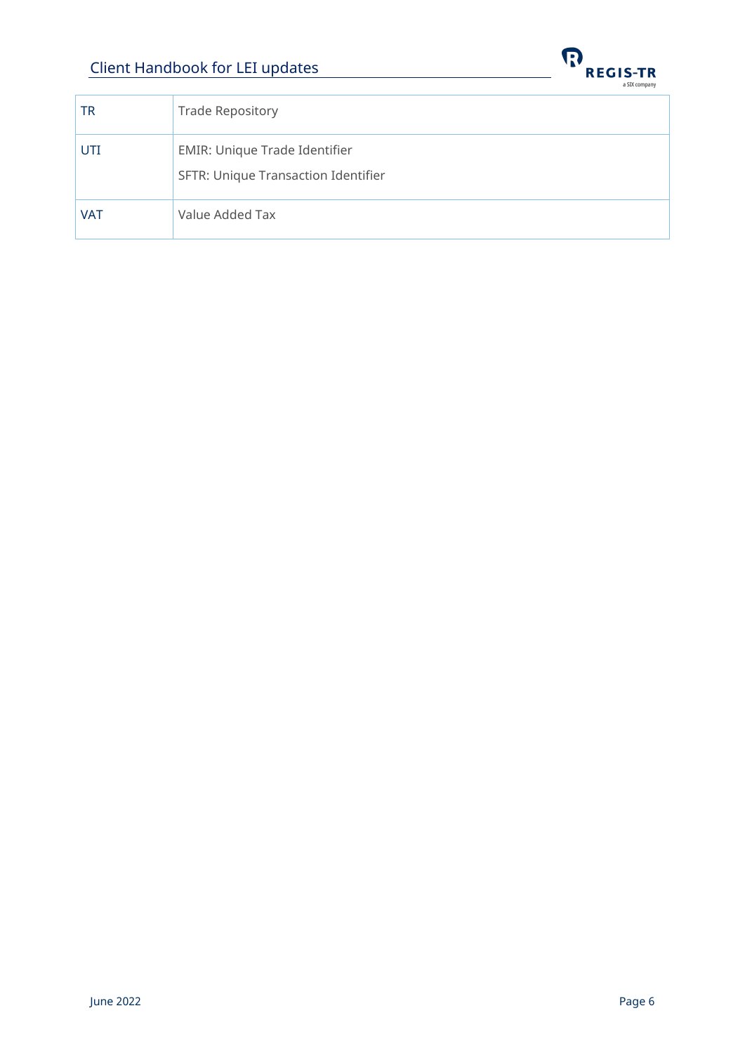| | |
|---|---|
| TR | Trade Repository |
| UTI | EMIR: Unique Trade Identifier<br>SFTR: Unique Transaction Identifier |
| VAT | Value Added Tax |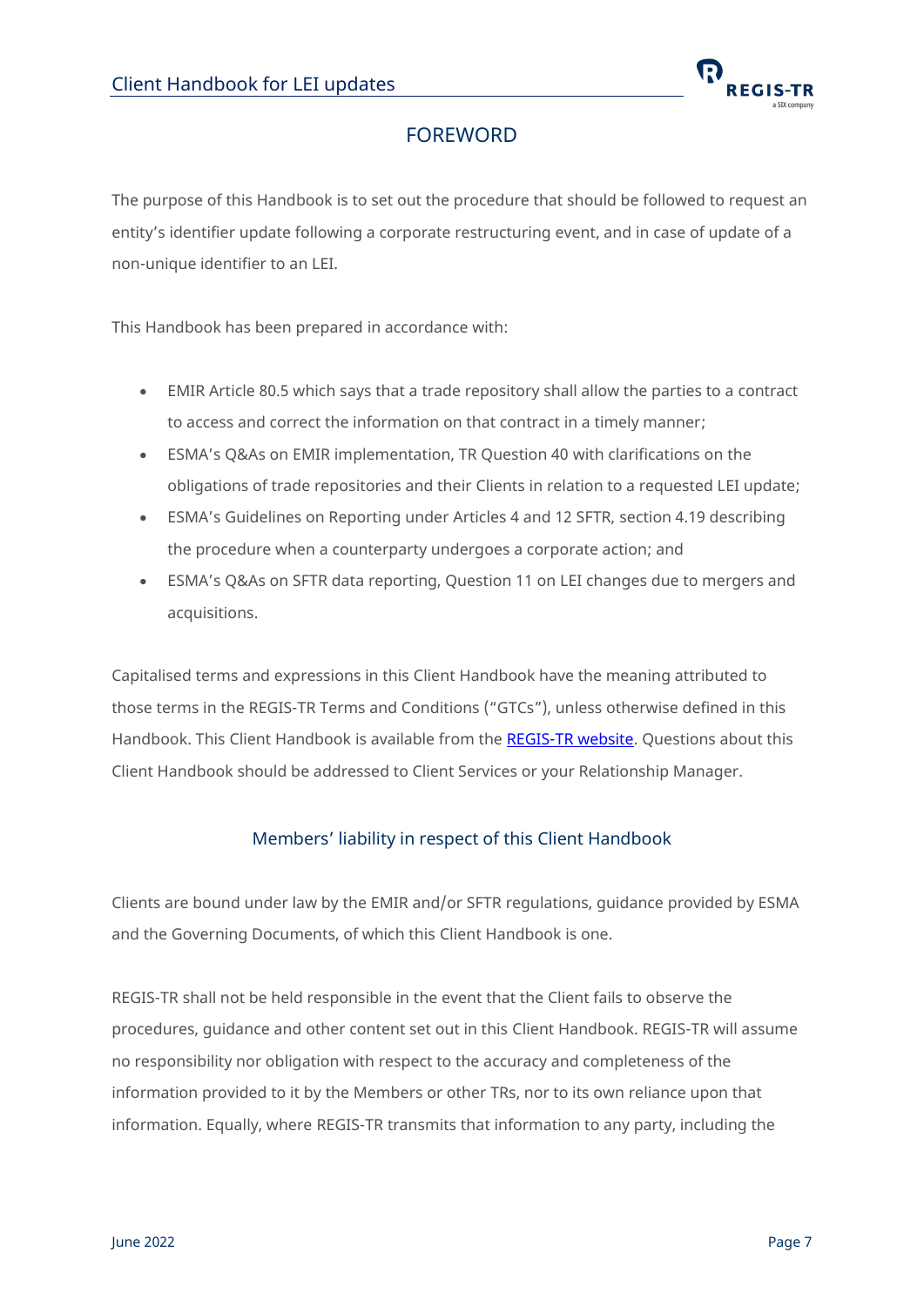# FOREWORD

The purpose of this Handbook is to set out the procedure that should be followed to request an entity's identifier update following a corporate restructuring event, and in case of update of a non-unique identifier to an LEI.

This Handbook has been prepared in accordance with:

- EMIR Article 80.5 which says that a trade repository shall allow the parties to a contract to access and correct the information on that contract in a timely manner;
- ESMA's Q&As on EMIR implementation, TR Question 40 with clarifications on the obligations of trade repositories and their Clients in relation to a requested LEI update;
- ESMA's Guidelines on Reporting under Articles 4 and 12 SFTR, section 4.19 describing the procedure when a counterparty undergoes a corporate action; and
- ESMA's Q&As on SFTR data reporting, Question 11 on LEI changes due to mergers and acquisitions.

Capitalised terms and expressions in this Client Handbook have the meaning attributed to those terms in the REGIS-TR Terms and Conditions ("GTCs"), unless otherwise defined in this Handbook. This Client Handbook is available from the REGIS-TR website. Questions about this Client Handbook should be addressed to Client Services or your Relationship Manager.

## Members' liability in respect of this Client Handbook

Clients are bound under law by the EMIR and/or SFTR regulations, guidance provided by ESMA and the Governing Documents, of which this Client Handbook is one.

REGIS-TR shall not be held responsible in the event that the Client fails to observe the procedures, guidance and other content set out in this Client Handbook. REGIS-TR will assume no responsibility nor obligation with respect to the accuracy and completeness of the information provided to it by the Members or other TRs, nor to its own reliance upon that information. Equally, where REGIS-TR transmits that information to any party, including the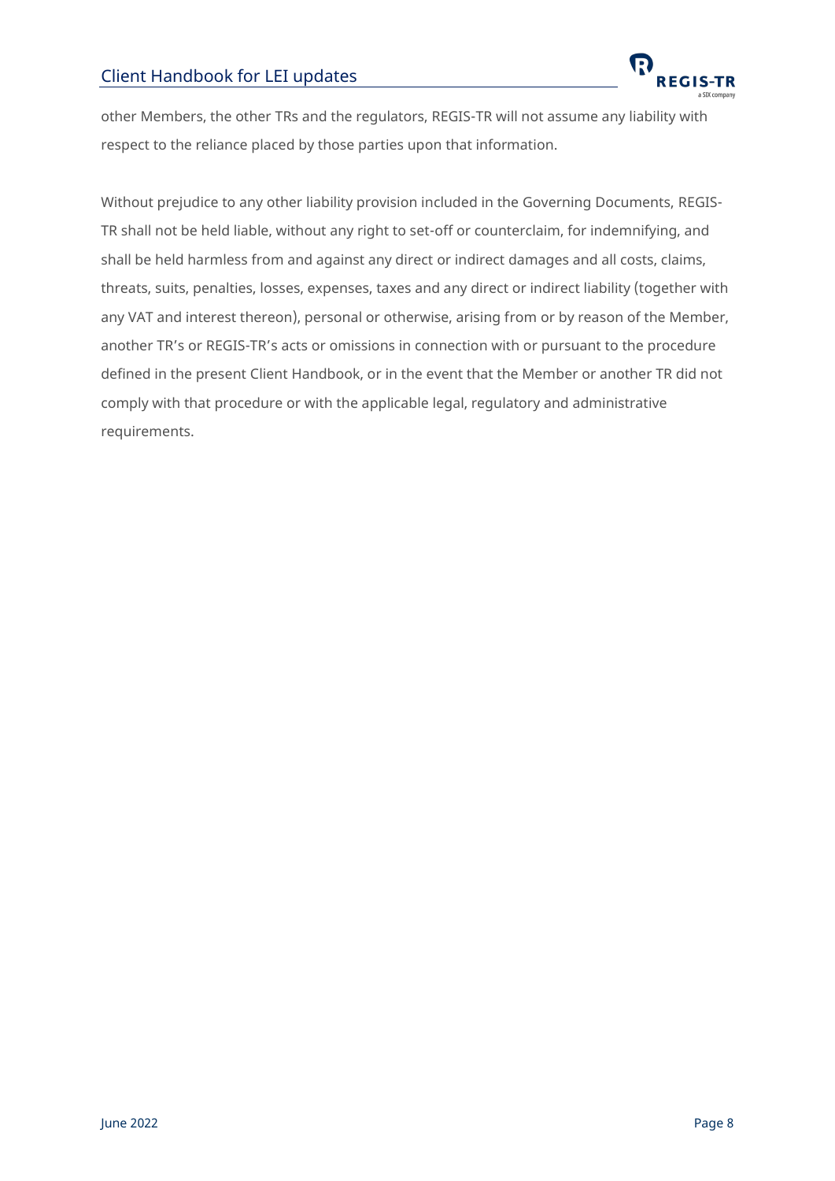other Members, the other TRs and the regulators, REGIS-TR will not assume any liability with respect to the reliance placed by those parties upon that information.

Without prejudice to any other liability provision included in the Governing Documents, REGIS-TR shall not be held liable, without any right to set-off or counterclaim, for indemnifying, and shall be held harmless from and against any direct or indirect damages and all costs, claims, threats, suits, penalties, losses, expenses, taxes and any direct or indirect liability (together with any VAT and interest thereon), personal or otherwise, arising from or by reason of the Member, another TR's or REGIS-TR's acts or omissions in connection with or pursuant to the procedure defined in the present Client Handbook, or in the event that the Member or another TR did not comply with that procedure or with the applicable legal, regulatory and administrative requirements.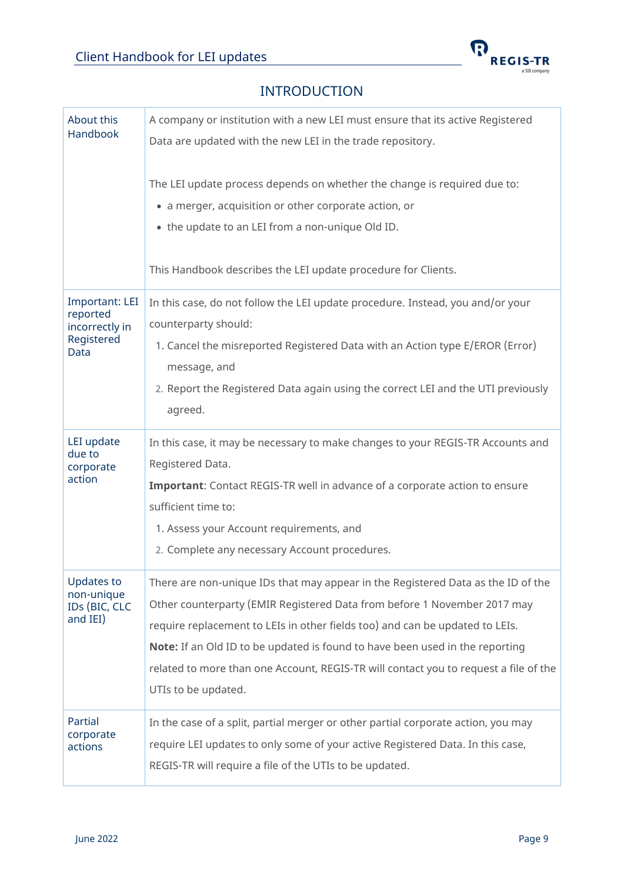## INTRODUCTION

| | |
|---|---|
| About this Handbook | A company or institution with a new LEI must ensure that its active Registered Data are updated with the new LEI in the trade repository.<br><br>The LEI update process depends on whether the change is required due to:<br>• a merger, acquisition or other corporate action, or<br>• the update to an LEI from a non-unique Old ID.<br><br>This Handbook describes the LEI update procedure for Clients. |
| Important: LEI reported incorrectly in Registered Data | In this case, do not follow the LEI update procedure. Instead, you and/or your counterparty should:<br>1. Cancel the misreported Registered Data with an Action type E/EROR (Error) message, and<br>2. Report the Registered Data again using the correct LEI and the UTI previously agreed. |
| LEI update due to corporate action | In this case, it may be necessary to make changes to your REGIS-TR Accounts and Registered Data.<br>**Important**: Contact REGIS-TR well in advance of a corporate action to ensure sufficient time to:<br>1. Assess your Account requirements, and<br>2. Complete any necessary Account procedures. |
| Updates to non-unique IDs (BIC, CLC and IEI) | There are non-unique IDs that may appear in the Registered Data as the ID of the Other counterparty (EMIR Registered Data from before 1 November 2017 may require replacement to LEIs in other fields too) and can be updated to LEIs.<br>**Note:** If an Old ID to be updated is found to have been used in the reporting related to more than one Account, REGIS-TR will contact you to request a file of the UTIs to be updated. |
| Partial corporate actions | In the case of a split, partial merger or other partial corporate action, you may require LEI updates to only some of your active Registered Data. In this case, REGIS-TR will require a file of the UTIs to be updated. |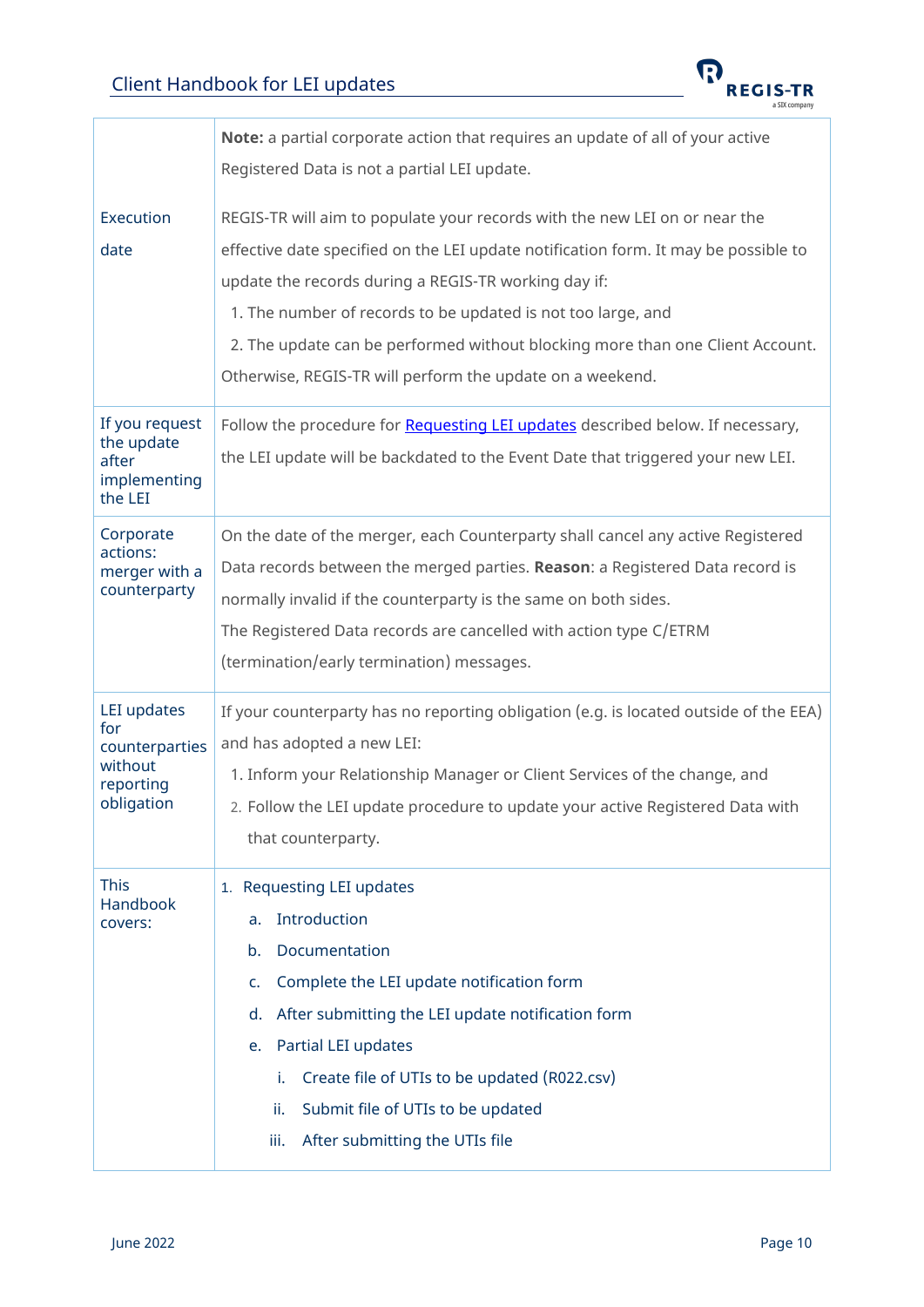| | |
|---|---|
| | **Note:** a partial corporate action that requires an update of all of your active Registered Data is not a partial LEI update. |
| Execution date | REGIS-TR will aim to populate your records with the new LEI on or near the effective date specified on the LEI update notification form. It may be possible to update the records during a REGIS-TR working day if:<br>1. The number of records to be updated is not too large, and<br>2. The update can be performed without blocking more than one Client Account.<br>Otherwise, REGIS-TR will perform the update on a weekend. |
| If you request the update after implementing the LEI | Follow the procedure for Requesting LEI updates described below. If necessary, the LEI update will be backdated to the Event Date that triggered your new LEI. |
| Corporate actions: merger with a counterparty | On the date of the merger, each Counterparty shall cancel any active Registered Data records between the merged parties. **Reason**: a Registered Data record is normally invalid if the counterparty is the same on both sides.<br>The Registered Data records are cancelled with action type C/ETRM (termination/early termination) messages. |
| LEI updates for counterparties without reporting obligation | If your counterparty has no reporting obligation (e.g. is located outside of the EEA) and has adopted a new LEI:<br>1. Inform your Relationship Manager or Client Services of the change, and<br>2. Follow the LEI update procedure to update your active Registered Data with that counterparty. |
| This Handbook covers: | 1. Requesting LEI updates<br>a. Introduction<br>b. Documentation<br>c. Complete the LEI update notification form<br>d. After submitting the LEI update notification form<br>e. Partial LEI updates<br>i. Create file of UTIs to be updated (R022.csv)<br>ii. Submit file of UTIs to be updated<br>iii. After submitting the UTIs file |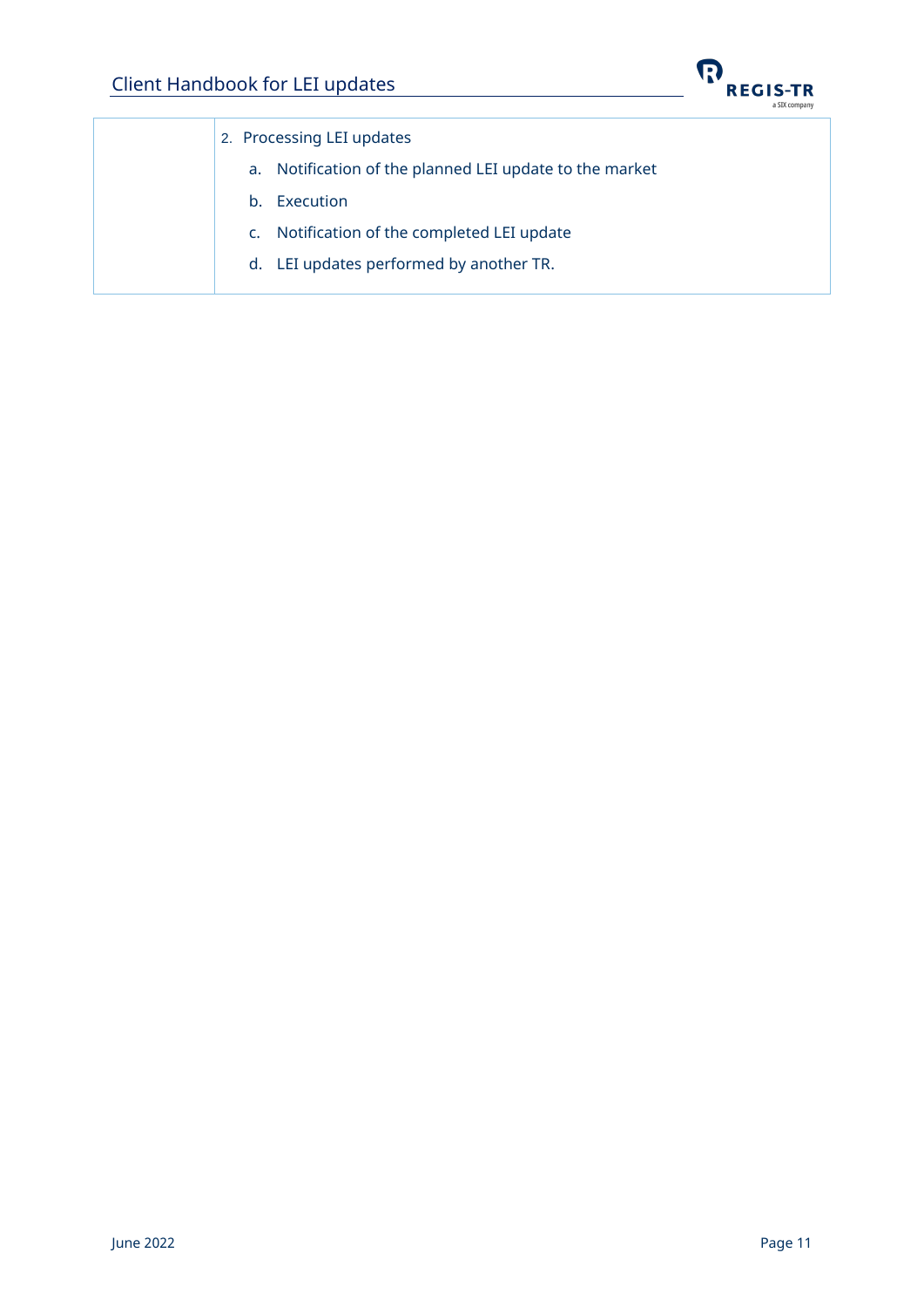|  | 2. Processing LEI updates<br>a. Notification of the planned LEI update to the market<br>b. Execution<br>c. Notification of the completed LEI update<br>d. LEI updates performed by another TR. |
|---|---|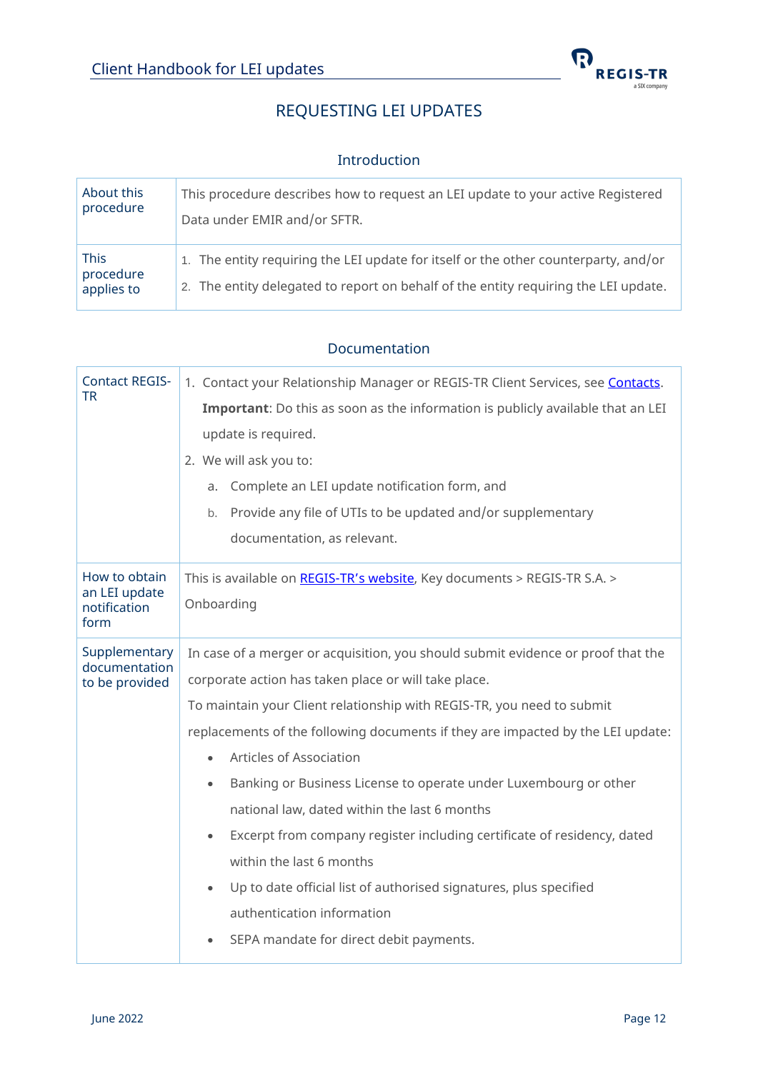# REQUESTING LEI UPDATES

## Introduction

| About this procedure | This procedure describes how to request an LEI update to your active Registered Data under EMIR and/or SFTR. |
|---|---|
| This procedure applies to | 1. The entity requiring the LEI update for itself or the other counterparty, and/or<br>2. The entity delegated to report on behalf of the entity requiring the LEI update. |

## Documentation

| Contact REGIS-TR | 1. Contact your Relationship Manager or REGIS-TR Client Services, see Contacts.<br>**Important**: Do this as soon as the information is publicly available that an LEI update is required.<br>2. We will ask you to:<br>a. Complete an LEI update notification form, and<br>b. Provide any file of UTIs to be updated and/or supplementary documentation, as relevant. |
|---|---|
| How to obtain an LEI update notification form | This is available on REGIS-TR's website, Key documents > REGIS-TR S.A. > Onboarding |
| Supplementary documentation to be provided | In case of a merger or acquisition, you should submit evidence or proof that the corporate action has taken place or will take place.<br>To maintain your Client relationship with REGIS-TR, you need to submit replacements of the following documents if they are impacted by the LEI update:<br>• Articles of Association<br>• Banking or Business License to operate under Luxembourg or other national law, dated within the last 6 months<br>• Excerpt from company register including certificate of residency, dated within the last 6 months<br>• Up to date official list of authorised signatures, plus specified authentication information<br>• SEPA mandate for direct debit payments. |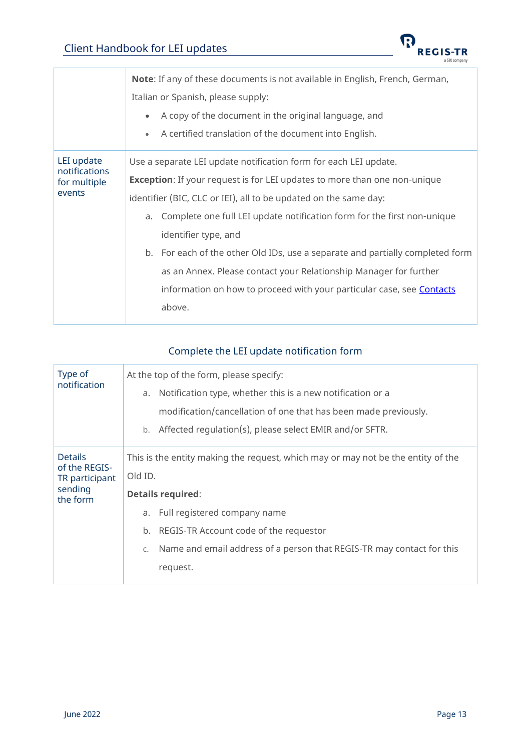| | |
|---|---|
| | **Note**: If any of these documents is not available in English, French, German, Italian or Spanish, please supply:<br>• A copy of the document in the original language, and<br>• A certified translation of the document into English. |
| LEI update notifications for multiple events | Use a separate LEI update notification form for each LEI update.<br>**Exception**: If your request is for LEI updates to more than one non-unique identifier (BIC, CLC or IEI), all to be updated on the same day:<br>a. Complete one full LEI update notification form for the first non-unique identifier type, and<br>b. For each of the other Old IDs, use a separate and partially completed form as an Annex. Please contact your Relationship Manager for further information on how to proceed with your particular case, see Contacts above. |

## Complete the LEI update notification form

| | |
|---|---|
| Type of notification | At the top of the form, please specify:<br>a. Notification type, whether this is a new notification or a modification/cancellation of one that has been made previously.<br>b. Affected regulation(s), please select EMIR and/or SFTR. |
| Details of the REGIS-TR participant sending the form | This is the entity making the request, which may or may not be the entity of the Old ID.<br>**Details required**:<br>a. Full registered company name<br>b. REGIS-TR Account code of the requestor<br>c. Name and email address of a person that REGIS-TR may contact for this request. |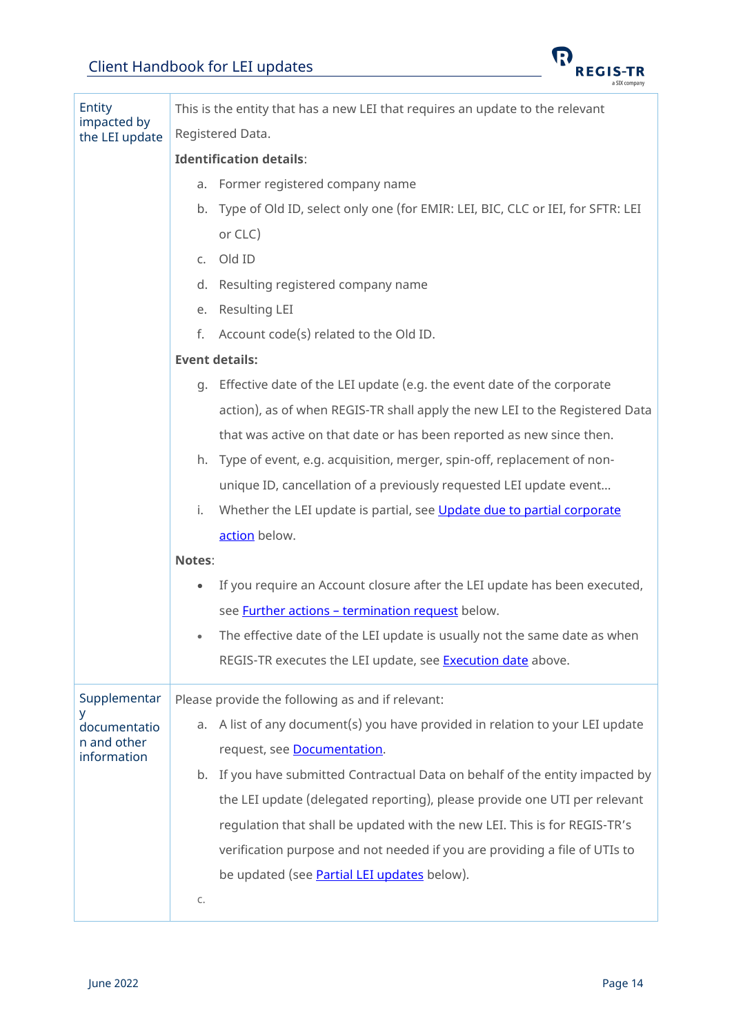| | |
|---|---|
| Entity impacted by the LEI update | This is the entity that has a new LEI that requires an update to the relevant Registered Data.<br><br>**Identification details**:<br>a. Former registered company name<br>b. Type of Old ID, select only one (for EMIR: LEI, BIC, CLC or IEI, for SFTR: LEI or CLC)<br>c. Old ID<br>d. Resulting registered company name<br>e. Resulting LEI<br>f. Account code(s) related to the Old ID.<br><br>**Event details:**<br>g. Effective date of the LEI update (e.g. the event date of the corporate action), as of when REGIS-TR shall apply the new LEI to the Registered Data that was active on that date or has been reported as new since then.<br>h. Type of event, e.g. acquisition, merger, spin-off, replacement of non-unique ID, cancellation of a previously requested LEI update event…<br>i. Whether the LEI update is partial, see Update due to partial corporate action below.<br><br>**Notes**:<br>• If you require an Account closure after the LEI update has been executed, see Further actions – termination request below.<br>• The effective date of the LEI update is usually not the same date as when REGIS-TR executes the LEI update, see Execution date above. |
| Supplementary documentation and other information | Please provide the following as and if relevant:<br>a. A list of any document(s) you have provided in relation to your LEI update request, see Documentation.<br>b. If you have submitted Contractual Data on behalf of the entity impacted by the LEI update (delegated reporting), please provide one UTI per relevant regulation that shall be updated with the new LEI. This is for REGIS-TR's verification purpose and not needed if you are providing a file of UTIs to be updated (see Partial LEI updates below).<br>c. |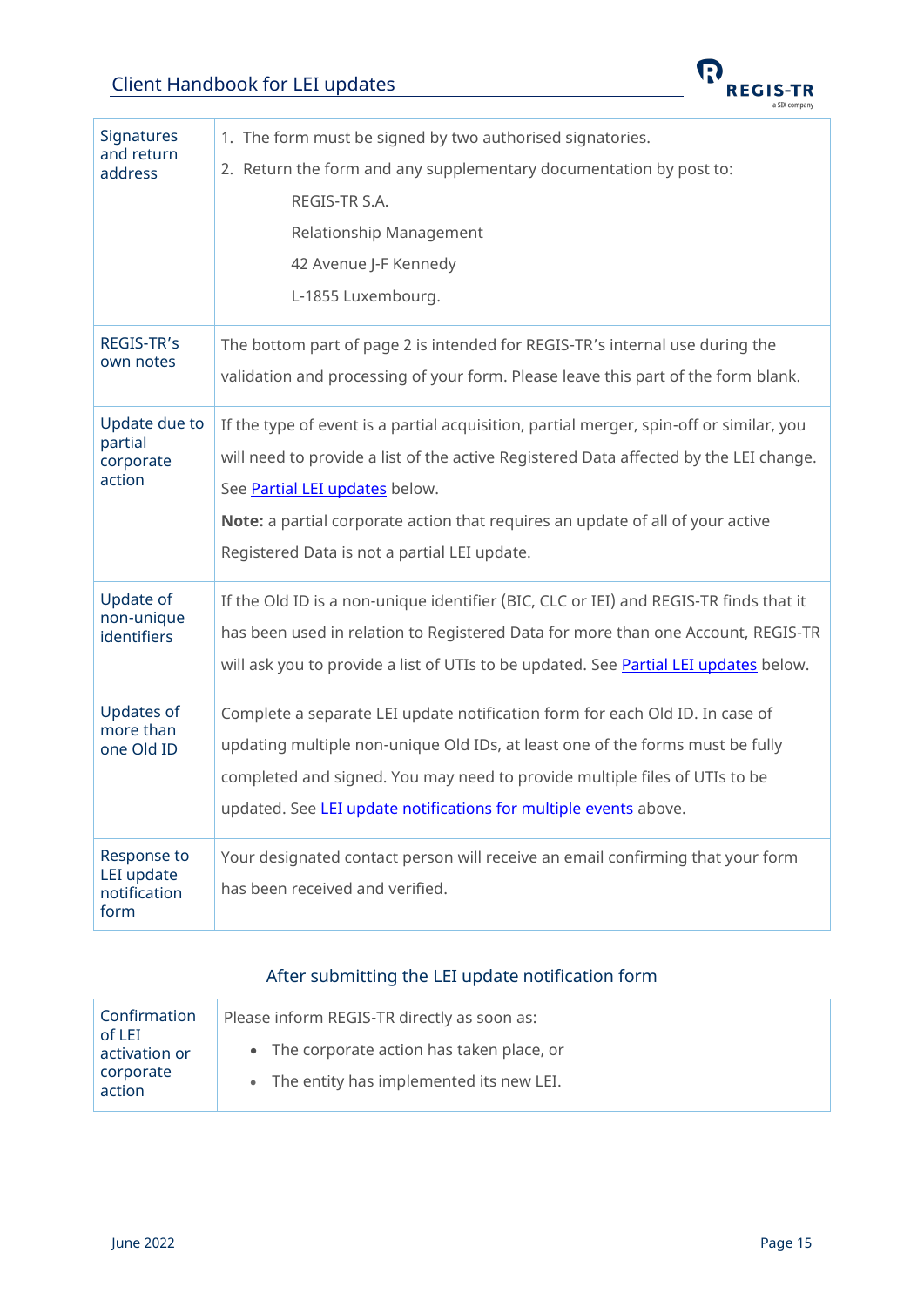| | |
|---|---|
| Signatures and return address | 1. The form must be signed by two authorised signatories.<br>2. Return the form and any supplementary documentation by post to:<br>REGIS-TR S.A.<br>Relationship Management<br>42 Avenue J-F Kennedy<br>L-1855 Luxembourg. |
| REGIS-TR's own notes | The bottom part of page 2 is intended for REGIS-TR's internal use during the validation and processing of your form. Please leave this part of the form blank. |
| Update due to partial corporate action | If the type of event is a partial acquisition, partial merger, spin-off or similar, you will need to provide a list of the active Registered Data affected by the LEI change. See Partial LEI updates below.<br>**Note:** a partial corporate action that requires an update of all of your active Registered Data is not a partial LEI update. |
| Update of non-unique identifiers | If the Old ID is a non-unique identifier (BIC, CLC or IEI) and REGIS-TR finds that it has been used in relation to Registered Data for more than one Account, REGIS-TR will ask you to provide a list of UTIs to be updated. See Partial LEI updates below. |
| Updates of more than one Old ID | Complete a separate LEI update notification form for each Old ID. In case of updating multiple non-unique Old IDs, at least one of the forms must be fully completed and signed. You may need to provide multiple files of UTIs to be updated. See LEI update notifications for multiple events above. |
| Response to LEI update notification form | Your designated contact person will receive an email confirming that your form has been received and verified. |

## After submitting the LEI update notification form

| | |
|---|---|
| Confirmation of LEI activation or corporate action | Please inform REGIS-TR directly as soon as:<br>• The corporate action has taken place, or<br>• The entity has implemented its new LEI. |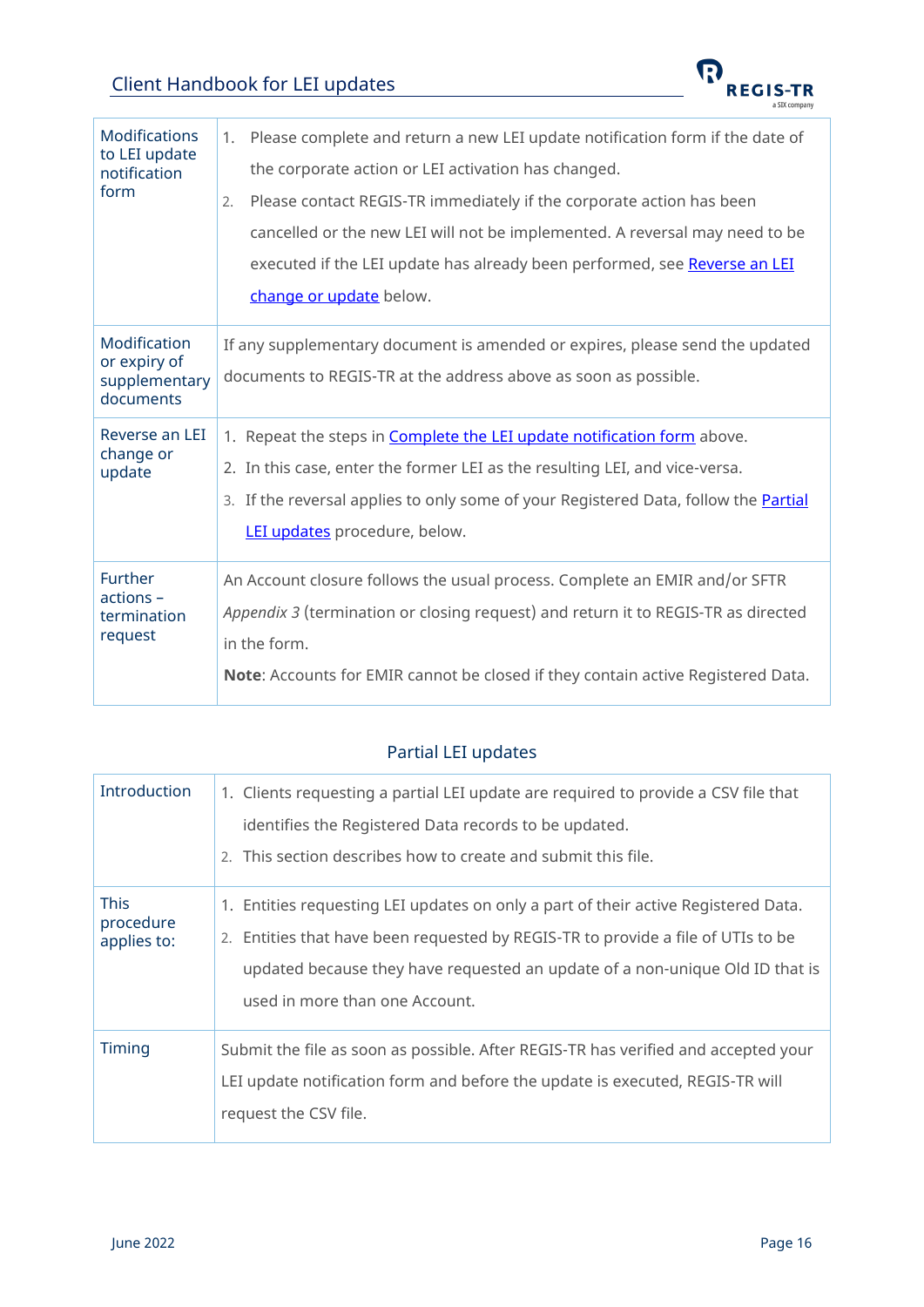| | |
|---|---|
| Modifications to LEI update notification form | 1. Please complete and return a new LEI update notification form if the date of the corporate action or LEI activation has changed.<br>2. Please contact REGIS-TR immediately if the corporate action has been cancelled or the new LEI will not be implemented. A reversal may need to be executed if the LEI update has already been performed, see Reverse an LEI change or update below. |
| Modification or expiry of supplementary documents | If any supplementary document is amended or expires, please send the updated documents to REGIS-TR at the address above as soon as possible. |
| Reverse an LEI change or update | 1. Repeat the steps in Complete the LEI update notification form above.<br>2. In this case, enter the former LEI as the resulting LEI, and vice-versa.<br>3. If the reversal applies to only some of your Registered Data, follow the Partial LEI updates procedure, below. |
| Further actions – termination request | An Account closure follows the usual process. Complete an EMIR and/or SFTR *Appendix 3* (termination or closing request) and return it to REGIS-TR as directed in the form.<br>**Note**: Accounts for EMIR cannot be closed if they contain active Registered Data. |

## Partial LEI updates

| | |
|---|---|
| Introduction | 1. Clients requesting a partial LEI update are required to provide a CSV file that identifies the Registered Data records to be updated.<br>2. This section describes how to create and submit this file. |
| This procedure applies to: | 1. Entities requesting LEI updates on only a part of their active Registered Data.<br>2. Entities that have been requested by REGIS-TR to provide a file of UTIs to be updated because they have requested an update of a non-unique Old ID that is used in more than one Account. |
| Timing | Submit the file as soon as possible. After REGIS-TR has verified and accepted your LEI update notification form and before the update is executed, REGIS-TR will request the CSV file. |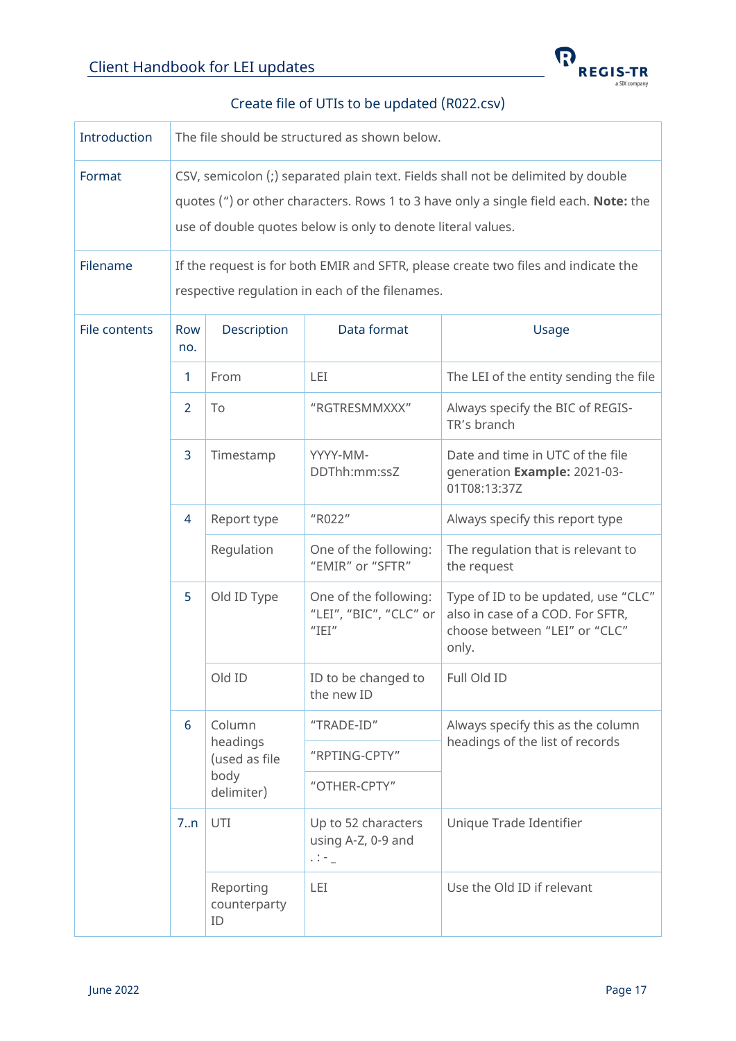## Create file of UTIs to be updated (R022.csv)

| | | | | |
|---|---|---|---|---|
| Introduction | The file should be structured as shown below. | | | |
| Format | CSV, semicolon (;) separated plain text. Fields shall not be delimited by double quotes (") or other characters. Rows 1 to 3 have only a single field each. **Note:** the use of double quotes below is only to denote literal values. | | | |
| Filename | If the request is for both EMIR and SFTR, please create two files and indicate the respective regulation in each of the filenames. | | | |
| File contents | **Row no.** | **Description** | **Data format** | **Usage** |
| | 1 | From | LEI | The LEI of the entity sending the file |
| | 2 | To | "RGTRESMMXXX" | Always specify the BIC of REGIS-TR's branch |
| | 3 | Timestamp | YYYY-MM-DDThh:mm:ssZ | Date and time in UTC of the file generation **Example:** 2021-03-01T08:13:37Z |
| | 4 | Report type | "R022" | Always specify this report type |
| | | Regulation | One of the following: "EMIR" or "SFTR" | The regulation that is relevant to the request |
| | 5 | Old ID Type | One of the following: "LEI", "BIC", "CLC" or "IEI" | Type of ID to be updated, use "CLC" also in case of a COD. For SFTR, choose between "LEI" or "CLC" only. |
| | | Old ID | ID to be changed to the new ID | Full Old ID |
| | 6 | Column headings (used as file body delimiter) | "TRADE-ID" | Always specify this as the column headings of the list of records |
| | | | "RPTING-CPTY" | |
| | | | "OTHER-CPTY" | |
| | 7..n | UTI | Up to 52 characters using A-Z, 0-9 and . : - _ | Unique Trade Identifier |
| | | Reporting counterparty ID | LEI | Use the Old ID if relevant |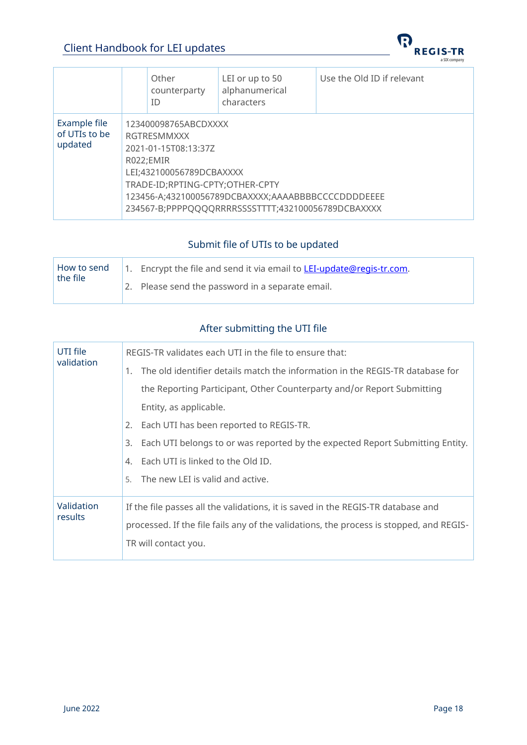| | | | | |
|---|---|---|---|---|
| | | Other counterparty ID | LEI or up to 50 alphanumerical characters | Use the Old ID if relevant |
| Example file of UTIs to be updated | 123400098765ABCDXXXX<br>RGTRESMMXXX<br>2021-01-15T08:13:37Z<br>R022;EMIR<br>LEI;432100056789DCBAXXXX<br>TRADE-ID;RPTING-CPTY;OTHER-CPTY<br>123456-A;432100056789DCBAXXXX;AAAABBBBCCCCDDDDEEEE<br>234567-B;PPPPQQQQRRRRSSSSTTTT;432100056789DCBAXXXX | | | |

## Submit file of UTIs to be updated

| | |
|---|---|
| How to send the file | 1. Encrypt the file and send it via email to LEI-update@regis-tr.com.<br>2. Please send the password in a separate email. |

## After submitting the UTI file

| | |
|---|---|
| UTI file validation | REGIS-TR validates each UTI in the file to ensure that:<br>1. The old identifier details match the information in the REGIS-TR database for the Reporting Participant, Other Counterparty and/or Report Submitting Entity, as applicable.<br>2. Each UTI has been reported to REGIS-TR.<br>3. Each UTI belongs to or was reported by the expected Report Submitting Entity.<br>4. Each UTI is linked to the Old ID.<br>5. The new LEI is valid and active. |
| Validation results | If the file passes all the validations, it is saved in the REGIS-TR database and processed. If the file fails any of the validations, the process is stopped, and REGIS-TR will contact you. |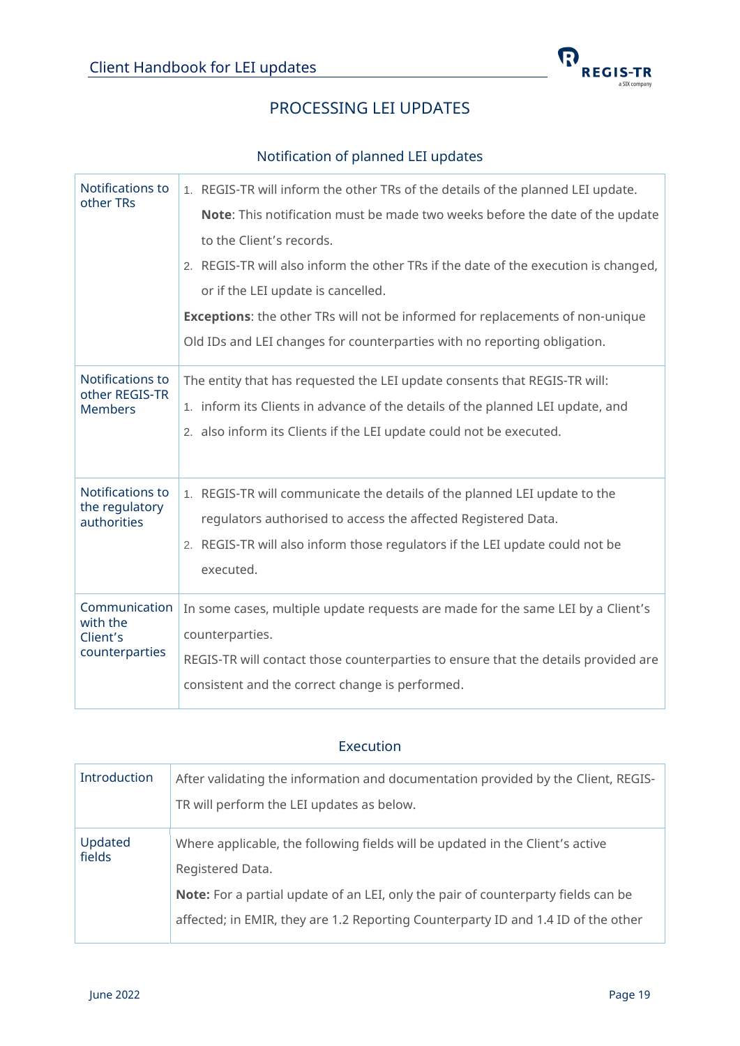# PROCESSING LEI UPDATES

## Notification of planned LEI updates

| | |
|---|---|
| Notifications to other TRs | 1. REGIS-TR will inform the other TRs of the details of the planned LEI update.<br>**Note**: This notification must be made two weeks before the date of the update to the Client's records.<br>2. REGIS-TR will also inform the other TRs if the date of the execution is changed, or if the LEI update is cancelled.<br>**Exceptions**: the other TRs will not be informed for replacements of non-unique Old IDs and LEI changes for counterparties with no reporting obligation. |
| Notifications to other REGIS-TR Members | The entity that has requested the LEI update consents that REGIS-TR will:<br>1. inform its Clients in advance of the details of the planned LEI update, and<br>2. also inform its Clients if the LEI update could not be executed. |
| Notifications to the regulatory authorities | 1. REGIS-TR will communicate the details of the planned LEI update to the regulators authorised to access the affected Registered Data.<br>2. REGIS-TR will also inform those regulators if the LEI update could not be executed. |
| Communication with the Client's counterparties | In some cases, multiple update requests are made for the same LEI by a Client's counterparties.<br>REGIS-TR will contact those counterparties to ensure that the details provided are consistent and the correct change is performed. |

## Execution

| | |
|---|---|
| Introduction | After validating the information and documentation provided by the Client, REGIS-TR will perform the LEI updates as below. |
| Updated fields | Where applicable, the following fields will be updated in the Client's active Registered Data.<br>**Note:** For a partial update of an LEI, only the pair of counterparty fields can be affected; in EMIR, they are 1.2 Reporting Counterparty ID and 1.4 ID of the other |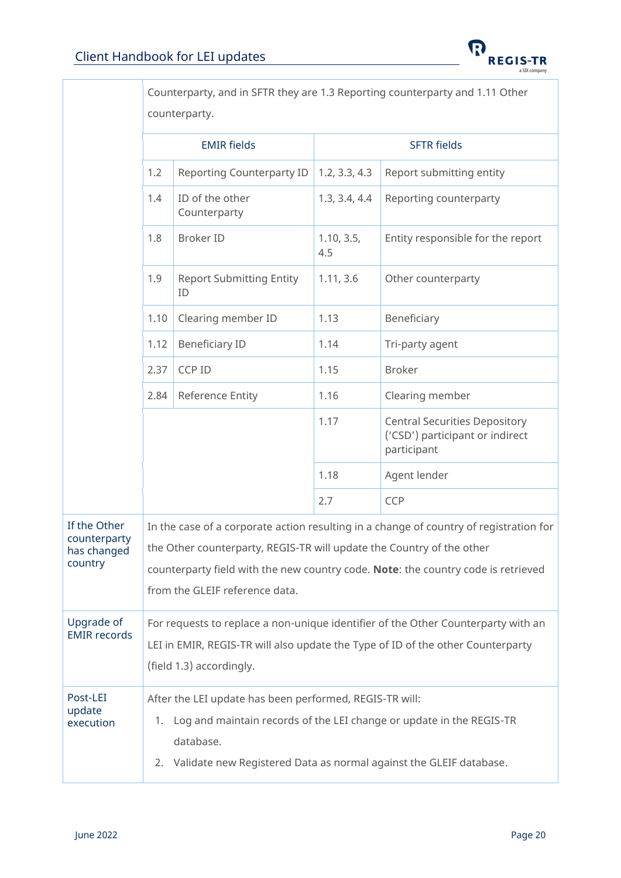| | | | | |
|---|---|---|---|---|
| | Counterparty, and in SFTR they are 1.3 Reporting counterparty and 1.11 Other counterparty. | | | |
| | EMIR fields | | SFTR fields | |
| | 1.2 | Reporting Counterparty ID | 1.2, 3.3, 4.3 | Report submitting entity |
| | 1.4 | ID of the other Counterparty | 1.3, 3.4, 4.4 | Reporting counterparty |
| | 1.8 | Broker ID | 1.10, 3.5, 4.5 | Entity responsible for the report |
| | 1.9 | Report Submitting Entity ID | 1.11, 3.6 | Other counterparty |
| | 1.10 | Clearing member ID | 1.13 | Beneficiary |
| | 1.12 | Beneficiary ID | 1.14 | Tri-party agent |
| | 2.37 | CCP ID | 1.15 | Broker |
| | 2.84 | Reference Entity | 1.16 | Clearing member |
| | | | 1.17 | Central Securities Depository ('CSD') participant or indirect participant |
| | | | 1.18 | Agent lender |
| | | | 2.7 | CCP |
| If the Other counterparty has changed country | In the case of a corporate action resulting in a change of country of registration for the Other counterparty, REGIS-TR will update the Country of the other counterparty field with the new country code. **Note**: the country code is retrieved from the GLEIF reference data. | | | |
| Upgrade of EMIR records | For requests to replace a non-unique identifier of the Other Counterparty with an LEI in EMIR, REGIS-TR will also update the Type of ID of the other Counterparty (field 1.3) accordingly. | | | |
| Post-LEI update execution | After the LEI update has been performed, REGIS-TR will:<br>1. Log and maintain records of the LEI change or update in the REGIS-TR database.<br>2. Validate new Registered Data as normal against the GLEIF database. | | | |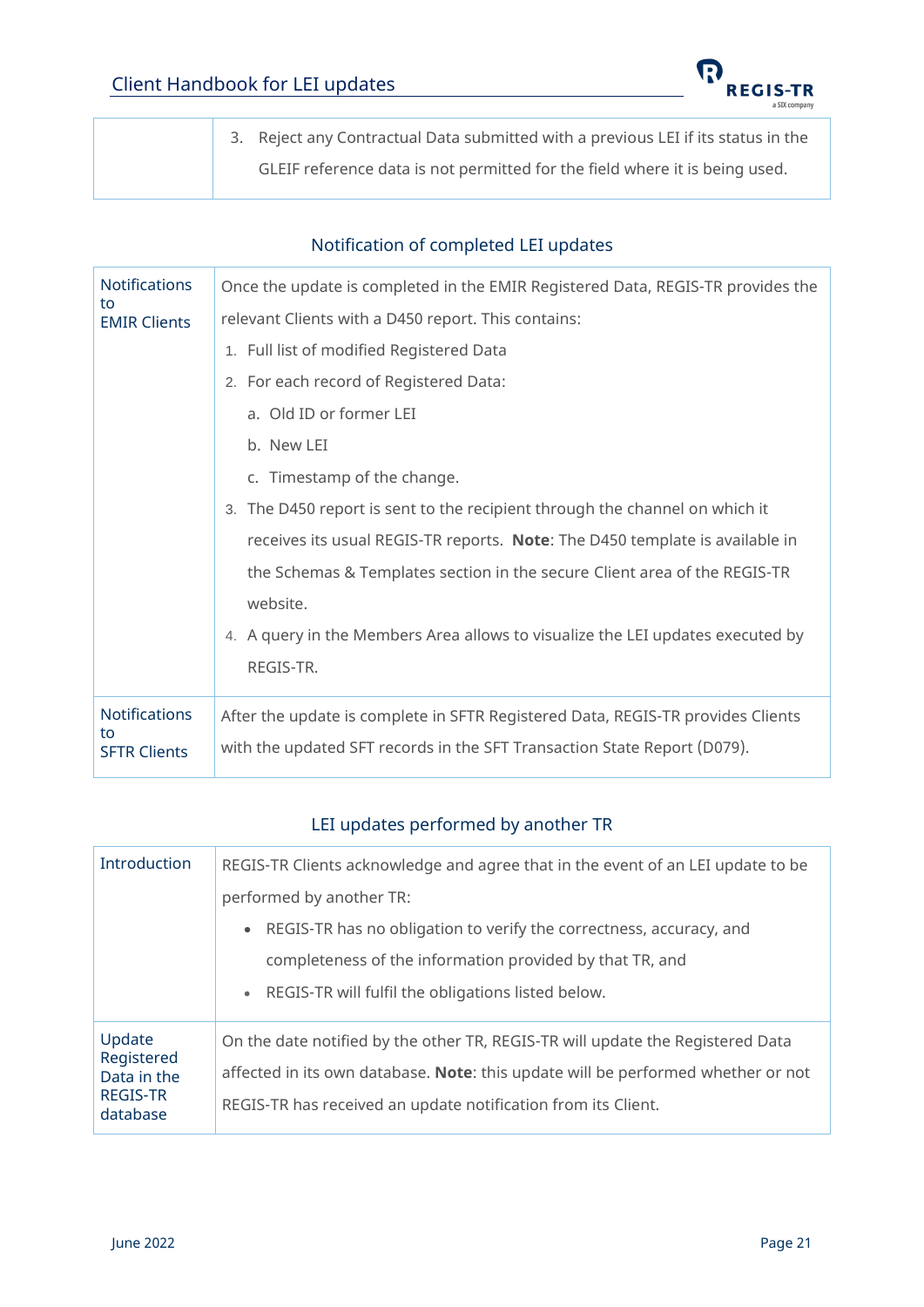| | |
|---|---|
| | 3. Reject any Contractual Data submitted with a previous LEI if its status in the GLEIF reference data is not permitted for the field where it is being used. |

## Notification of completed LEI updates

| | |
|---|---|
| Notifications to EMIR Clients | Once the update is completed in the EMIR Registered Data, REGIS-TR provides the relevant Clients with a D450 report. This contains:<br>1. Full list of modified Registered Data<br>2. For each record of Registered Data:<br>a. Old ID or former LEI<br>b. New LEI<br>c. Timestamp of the change.<br>3. The D450 report is sent to the recipient through the channel on which it receives its usual REGIS-TR reports. **Note**: The D450 template is available in the Schemas & Templates section in the secure Client area of the REGIS-TR website.<br>4. A query in the Members Area allows to visualize the LEI updates executed by REGIS-TR. |
| Notifications to SFTR Clients | After the update is complete in SFTR Registered Data, REGIS-TR provides Clients with the updated SFT records in the SFT Transaction State Report (D079). |

## LEI updates performed by another TR

| | |
|---|---|
| Introduction | REGIS-TR Clients acknowledge and agree that in the event of an LEI update to be performed by another TR:<br>• REGIS-TR has no obligation to verify the correctness, accuracy, and completeness of the information provided by that TR, and<br>• REGIS-TR will fulfil the obligations listed below. |
| Update Registered Data in the REGIS-TR database | On the date notified by the other TR, REGIS-TR will update the Registered Data affected in its own database. **Note**: this update will be performed whether or not REGIS-TR has received an update notification from its Client. |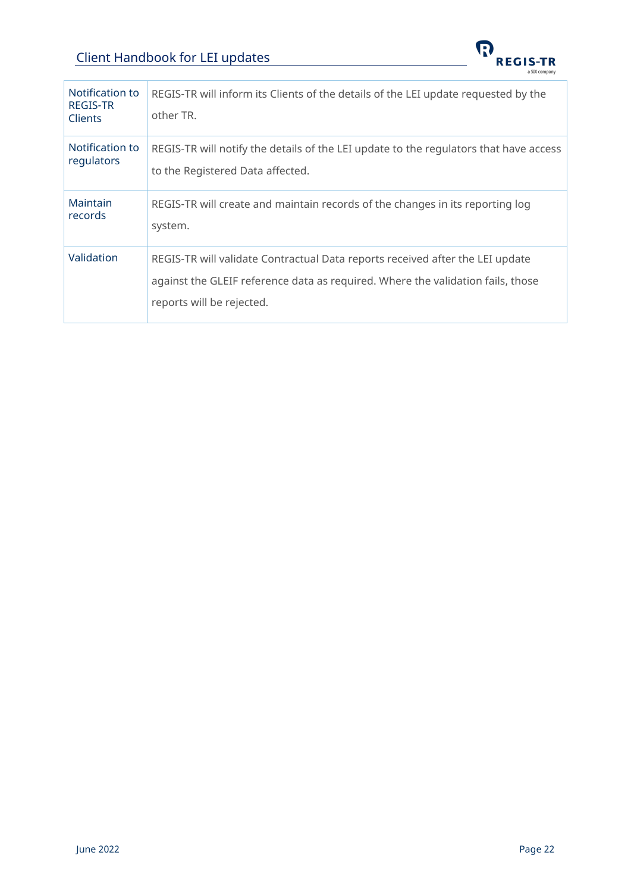| | |
|---|---|
| Notification to REGIS-TR Clients | REGIS-TR will inform its Clients of the details of the LEI update requested by the other TR. |
| Notification to regulators | REGIS-TR will notify the details of the LEI update to the regulators that have access to the Registered Data affected. |
| Maintain records | REGIS-TR will create and maintain records of the changes in its reporting log system. |
| Validation | REGIS-TR will validate Contractual Data reports received after the LEI update against the GLEIF reference data as required. Where the validation fails, those reports will be rejected. |